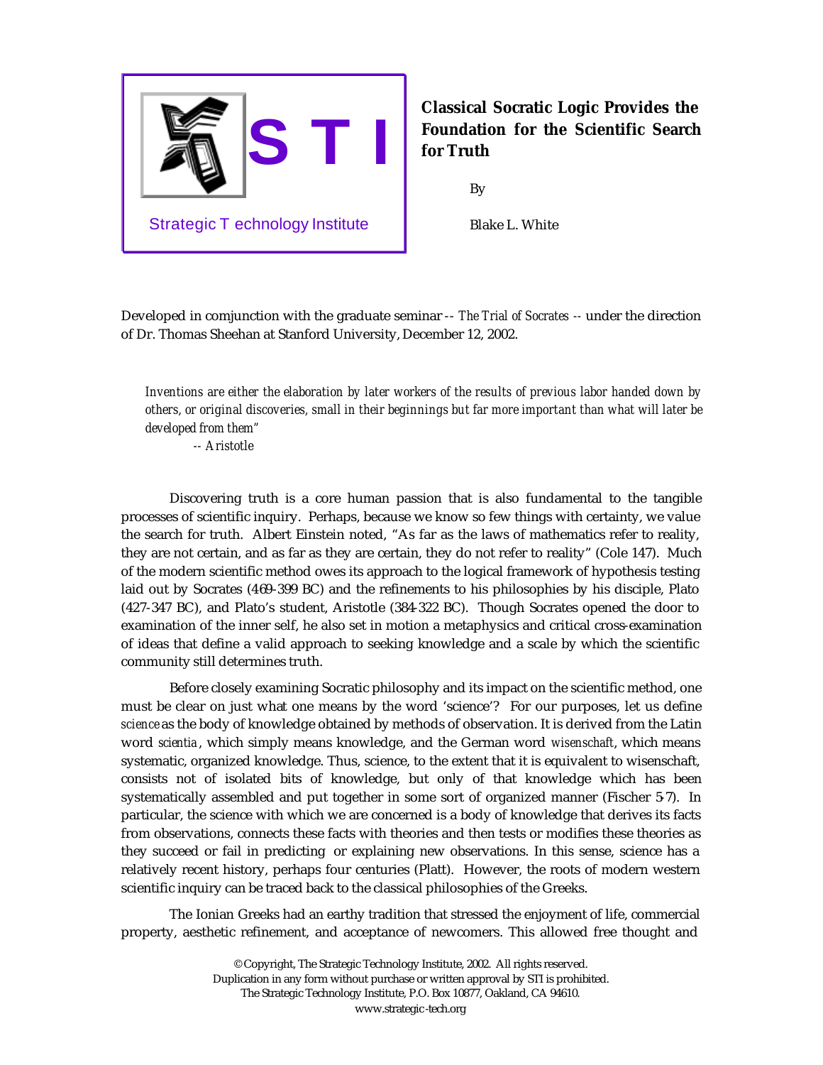STI

Strategic Technology Institute

# Classical Socratic Logic Provides the Foundation for the Scientific Search for Truth

By

Blake L. White

Developed in comjunction with the graduate seminar -- *The Trial of Socrates* -- under the direction of Dr. Thomas Sheehan at Stanford University, December 12, 2002.

> *Inventions are either the elaboration by later workers of the results of previous labor handed down by others, or original discoveries, small in their beginnings but far more important than what will later be developed from them"*
>
> *-- Aristotle*

Discovering truth is a core human passion that is also fundamental to the tangible processes of scientific inquiry. Perhaps, because we know so few things with certainty, we value the search for truth. Albert Einstein noted, "As far as the laws of mathematics refer to reality, they are not certain, and as far as they are certain, they do not refer to reality" (Cole 147). Much of the modern scientific method owes its approach to the logical framework of hypothesis testing laid out by Socrates (469-399 BC) and the refinements to his philosophies by his disciple, Plato (427-347 BC), and Plato's student, Aristotle (384-322 BC). Though Socrates opened the door to examination of the inner self, he also set in motion a metaphysics and critical cross-examination of ideas that define a valid approach to seeking knowledge and a scale by which the scientific community still determines truth.

Before closely examining Socratic philosophy and its impact on the scientific method, one must be clear on just what one means by the word 'science'? For our purposes, let us define *science* as the body of knowledge obtained by methods of observation. It is derived from the Latin word *scientia*, which simply means knowledge, and the German word *wisenschaft*, which means systematic, organized knowledge. Thus, science, to the extent that it is equivalent to wisenschaft, consists not of isolated bits of knowledge, but only of that knowledge which has been systematically assembled and put together in some sort of organized manner (Fischer 5-7). In particular, the science with which we are concerned is a body of knowledge that derives its facts from observations, connects these facts with theories and then tests or modifies these theories as they succeed or fail in predicting or explaining new observations. In this sense, science has a relatively recent history, perhaps four centuries (Platt). However, the roots of modern western scientific inquiry can be traced back to the classical philosophies of the Greeks.

The Ionian Greeks had an earthy tradition that stressed the enjoyment of life, commercial property, aesthetic refinement, and acceptance of newcomers. This allowed free thought and

© Copyright, The Strategic Technology Institute, 2002. All rights reserved.
Duplication in any form without purchase or written approval by STI is prohibited.
The Strategic Technology Institute, P.O. Box 10877, Oakland, CA 94610.
www.strategic-tech.org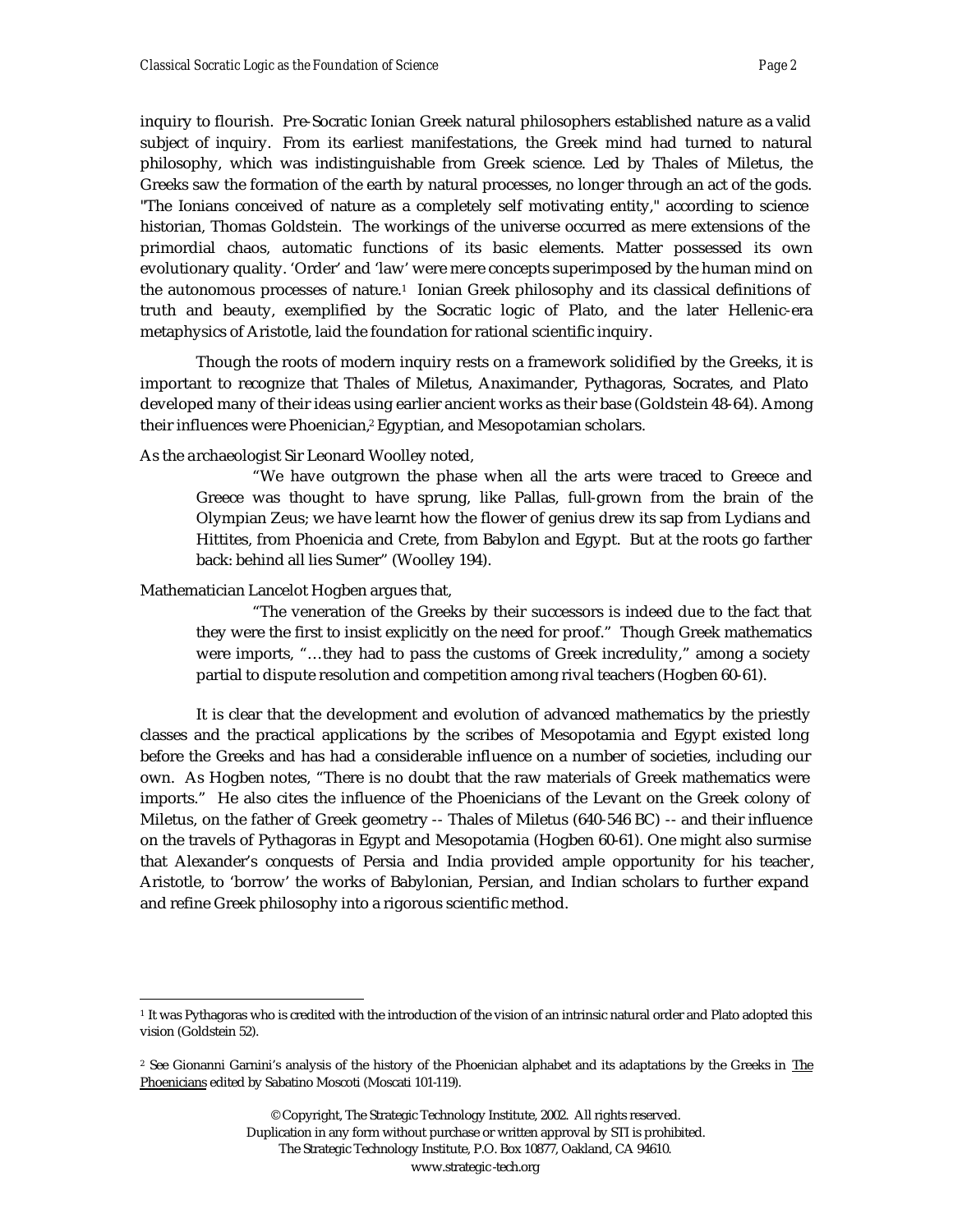inquiry to flourish. Pre-Socratic Ionian Greek natural philosophers established nature as a valid subject of inquiry. From its earliest manifestations, the Greek mind had turned to natural philosophy, which was indistinguishable from Greek science. Led by Thales of Miletus, the Greeks saw the formation of the earth by natural processes, no longer through an act of the gods. "The Ionians conceived of nature as a completely self motivating entity," according to science historian, Thomas Goldstein. The workings of the universe occurred as mere extensions of the primordial chaos, automatic functions of its basic elements. Matter possessed its own evolutionary quality. 'Order' and 'law' were mere concepts superimposed by the human mind on the autonomous processes of nature.[1] Ionian Greek philosophy and its classical definitions of truth and beauty, exemplified by the Socratic logic of Plato, and the later Hellenic-era metaphysics of Aristotle, laid the foundation for rational scientific inquiry.

Though the roots of modern inquiry rests on a framework solidified by the Greeks, it is important to recognize that Thales of Miletus, Anaximander, Pythagoras, Socrates, and Plato developed many of their ideas using earlier ancient works as their base (Goldstein 48-64). Among their influences were Phoenician,[2] Egyptian, and Mesopotamian scholars.

As the archaeologist Sir Leonard Woolley noted,

> "We have outgrown the phase when all the arts were traced to Greece and Greece was thought to have sprung, like Pallas, full-grown from the brain of the Olympian Zeus; we have learnt how the flower of genius drew its sap from Lydians and Hittites, from Phoenicia and Crete, from Babylon and Egypt. But at the roots go farther back: behind all lies Sumer" (Woolley 194).

Mathematician Lancelot Hogben argues that,

> "The veneration of the Greeks by their successors is indeed due to the fact that they were the first to insist explicitly on the need for proof." Though Greek mathematics were imports, "…they had to pass the customs of Greek incredulity," among a society partial to dispute resolution and competition among rival teachers (Hogben 60-61).

It is clear that the development and evolution of advanced mathematics by the priestly classes and the practical applications by the scribes of Mesopotamia and Egypt existed long before the Greeks and has had a considerable influence on a number of societies, including our own. As Hogben notes, "There is no doubt that the raw materials of Greek mathematics were imports." He also cites the influence of the Phoenicians of the Levant on the Greek colony of Miletus, on the father of Greek geometry -- Thales of Miletus (640-546 BC) -- and their influence on the travels of Pythagoras in Egypt and Mesopotamia (Hogben 60-61). One might also surmise that Alexander's conquests of Persia and India provided ample opportunity for his teacher, Aristotle, to 'borrow' the works of Babylonian, Persian, and Indian scholars to further expand and refine Greek philosophy into a rigorous scientific method.

---

[1] It was Pythagoras who is credited with the introduction of the vision of an intrinsic natural order and Plato adopted this vision (Goldstein 52).

[2] See Gionanni Garnini's analysis of the history of the Phoenician alphabet and its adaptations by the Greeks in <u>The Phoenicians</u> edited by Sabatino Moscoti (Moscati 101-119).

© Copyright, The Strategic Technology Institute, 2002. All rights reserved.
Duplication in any form without purchase or written approval by STI is prohibited.
The Strategic Technology Institute, P.O. Box 10877, Oakland, CA 94610.
www.strategic-tech.org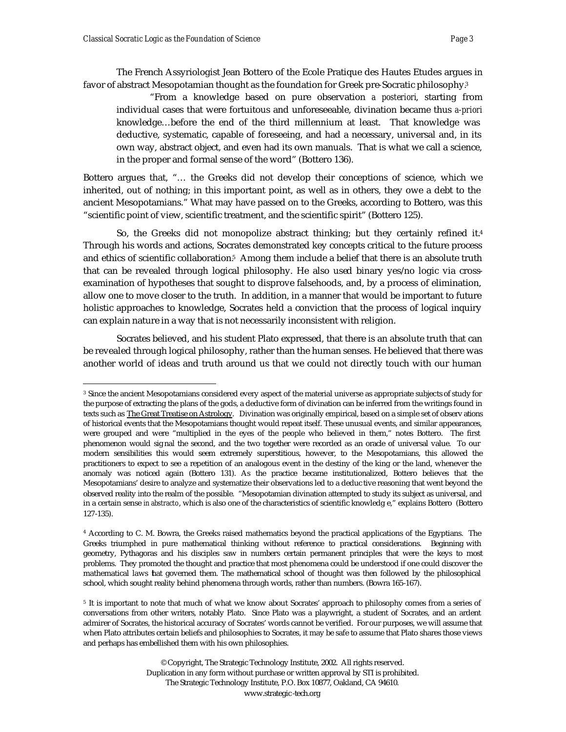The French Assyriologist Jean Bottero of the Ecole Pratique des Hautes Etudes argues in favor of abstract Mesopotamian thought as the foundation for Greek pre-Socratic philosophy.[3]

> "From a knowledge based on pure observation *a posteriori*, starting from individual cases that were fortuitous and unforeseeable, divination became thus *a-priori* knowledge…before the end of the third millennium at least. That knowledge was deductive, systematic, capable of foreseeing, and had a necessary, universal and, in its own way, abstract object, and even had its own manuals. That is what we call a science, in the proper and formal sense of the word" (Bottero 136).

Bottero argues that, "… the Greeks did not develop their conceptions of science, which we inherited, out of nothing; in this important point, as well as in others, they owe a debt to the ancient Mesopotamians." What may have passed on to the Greeks, according to Bottero, was this "scientific point of view, scientific treatment, and the scientific spirit" (Bottero 125).

So, the Greeks did not monopolize abstract thinking; but they certainly refined it.[4] Through his words and actions, Socrates demonstrated key concepts critical to the future process and ethics of scientific collaboration.[5] Among them include a belief that there is an absolute truth that can be revealed through logical philosophy. He also used binary yes/no logic via cross-examination of hypotheses that sought to disprove falsehoods, and, by a process of elimination, allow one to move closer to the truth. In addition, in a manner that would be important to future holistic approaches to knowledge, Socrates held a conviction that the process of logical inquiry can explain nature in a way that is not necessarily inconsistent with religion.

Socrates believed, and his student Plato expressed, that there is an absolute truth that can be revealed through logical philosophy, rather than the human senses. He believed that there was another world of ideas and truth around us that we could not directly touch with our human

---

[3] Since the ancient Mesopotamians considered every aspect of the material universe as appropriate subjects of study for the purpose of extracting the plans of the gods, a deductive form of divination can be inferred from the writings found in texts such as The Great Treatise on Astrology. Divination was originally empirical, based on a simple set of observations of historical events that the Mesopotamians thought would repeat itself. These unusual events, and similar appearances, were grouped and were "multiplied in the eyes of the people who believed in them," notes Bottero. The first phenomenon would signal the second, and the two together were recorded as an oracle of universal value. To our modern sensibilities this would seem extremely superstitious, however, to the Mesopotamians, this allowed the practitioners to expect to see a repetition of an analogous event in the destiny of the king or the land, whenever the anomaly was noticed again (Bottero 131). As the practice became institutionalized, Bottero believes that the Mesopotamians' desire to analyze and systematize their observations led to a deductive reasoning that went beyond the observed reality into the realm of the possible. "Mesopotamian divination attempted to study its subject as universal, and in a certain sense *in abstracto*, which is also one of the characteristics of scientific knowledge," explains Bottero (Bottero 127-135).

[4] According to C. M. Bowra, the Greeks raised mathematics beyond the practical applications of the Egyptians. The Greeks triumphed in pure mathematical thinking without reference to practical considerations. Beginning with geometry, Pythagoras and his disciples saw in numbers certain permanent principles that were the keys to most problems. They promoted the thought and practice that most phenomena could be understood if one could discover the mathematical laws that governed them. The mathematical school of thought was then followed by the philosophical school, which sought reality behind phenomena through words, rather than numbers. (Bowra 165-167).

[5] It is important to note that much of what we know about Socrates' approach to philosophy comes from a series of conversations from other writers, notably Plato. Since Plato was a playwright, a student of Socrates, and an ardent admirer of Socrates, the historical accuracy of Socrates' words cannot be verified. For our purposes, we will assume that when Plato attributes certain beliefs and philosophies to Socrates, it may be safe to assume that Plato shares those views and perhaps has embellished them with his own philosophies.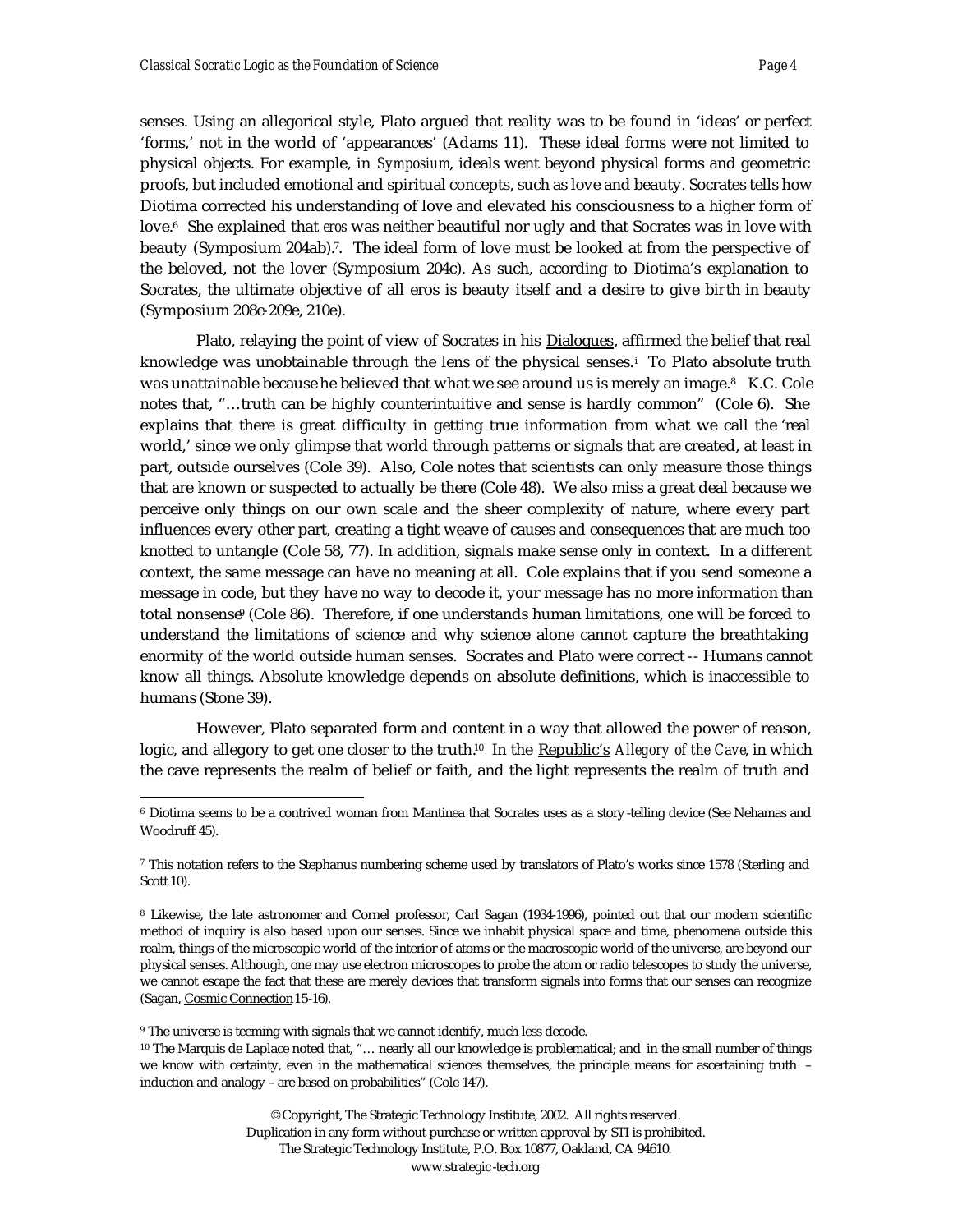senses. Using an allegorical style, Plato argued that reality was to be found in 'ideas' or perfect 'forms,' not in the world of 'appearances' (Adams 11). These ideal forms were not limited to physical objects. For example, in *Symposium*, ideals went beyond physical forms and geometric proofs, but included emotional and spiritual concepts, such as love and beauty. Socrates tells how Diotima corrected his understanding of love and elevated his consciousness to a higher form of love.[6] She explained that *eros* was neither beautiful nor ugly and that Socrates was in love with beauty (Symposium 204ab).[7]. The ideal form of love must be looked at from the perspective of the beloved, not the lover (Symposium 204c). As such, according to Diotima's explanation to Socrates, the ultimate objective of all eros is beauty itself and a desire to give birth in beauty (Symposium 208c-209e, 210e).

Plato, relaying the point of view of Socrates in his Dialogues, affirmed the belief that real knowledge was unobtainable through the lens of the physical senses.[i] To Plato absolute truth was unattainable because he believed that what we see around us is merely an image.[8] K.C. Cole notes that, "…truth can be highly counterintuitive and sense is hardly common" (Cole 6). She explains that there is great difficulty in getting true information from what we call the 'real world,' since we only glimpse that world through patterns or signals that are created, at least in part, outside ourselves (Cole 39). Also, Cole notes that scientists can only measure those things that are known or suspected to actually be there (Cole 48). We also miss a great deal because we perceive only things on our own scale and the sheer complexity of nature, where every part influences every other part, creating a tight weave of causes and consequences that are much too knotted to untangle (Cole 58, 77). In addition, signals make sense only in context. In a different context, the same message can have no meaning at all. Cole explains that if you send someone a message in code, but they have no way to decode it, your message has no more information than total nonsense[9] (Cole 86). Therefore, if one understands human limitations, one will be forced to understand the limitations of science and why science alone cannot capture the breathtaking enormity of the world outside human senses. Socrates and Plato were correct -- Humans cannot know all things. Absolute knowledge depends on absolute definitions, which is inaccessible to humans (Stone 39).

However, Plato separated form and content in a way that allowed the power of reason, logic, and allegory to get one closer to the truth.[10] In the Republic's *Allegory of the Cave*, in which the cave represents the realm of belief or faith, and the light represents the realm of truth and

---

[6] Diotima seems to be a contrived woman from Mantinea that Socrates uses as a story-telling device (See Nehamas and Woodruff 45).

[7] This notation refers to the Stephanus numbering scheme used by translators of Plato's works since 1578 (Sterling and Scott 10).

[8] Likewise, the late astronomer and Cornel professor, Carl Sagan (1934-1996), pointed out that our modern scientific method of inquiry is also based upon our senses. Since we inhabit physical space and time, phenomena outside this realm, things of the microscopic world of the interior of atoms or the macroscopic world of the universe, are beyond our physical senses. Although, one may use electron microscopes to probe the atom or radio telescopes to study the universe, we cannot escape the fact that these are merely devices that transform signals into forms that our senses can recognize (Sagan, Cosmic Connection 15-16).

[9] The universe is teeming with signals that we cannot identify, much less decode.

[10] The Marquis de Laplace noted that, "… nearly all our knowledge is problematical; and in the small number of things we know with certainty, even in the mathematical sciences themselves, the principle means for ascertaining truth – induction and analogy – are based on probabilities" (Cole 147).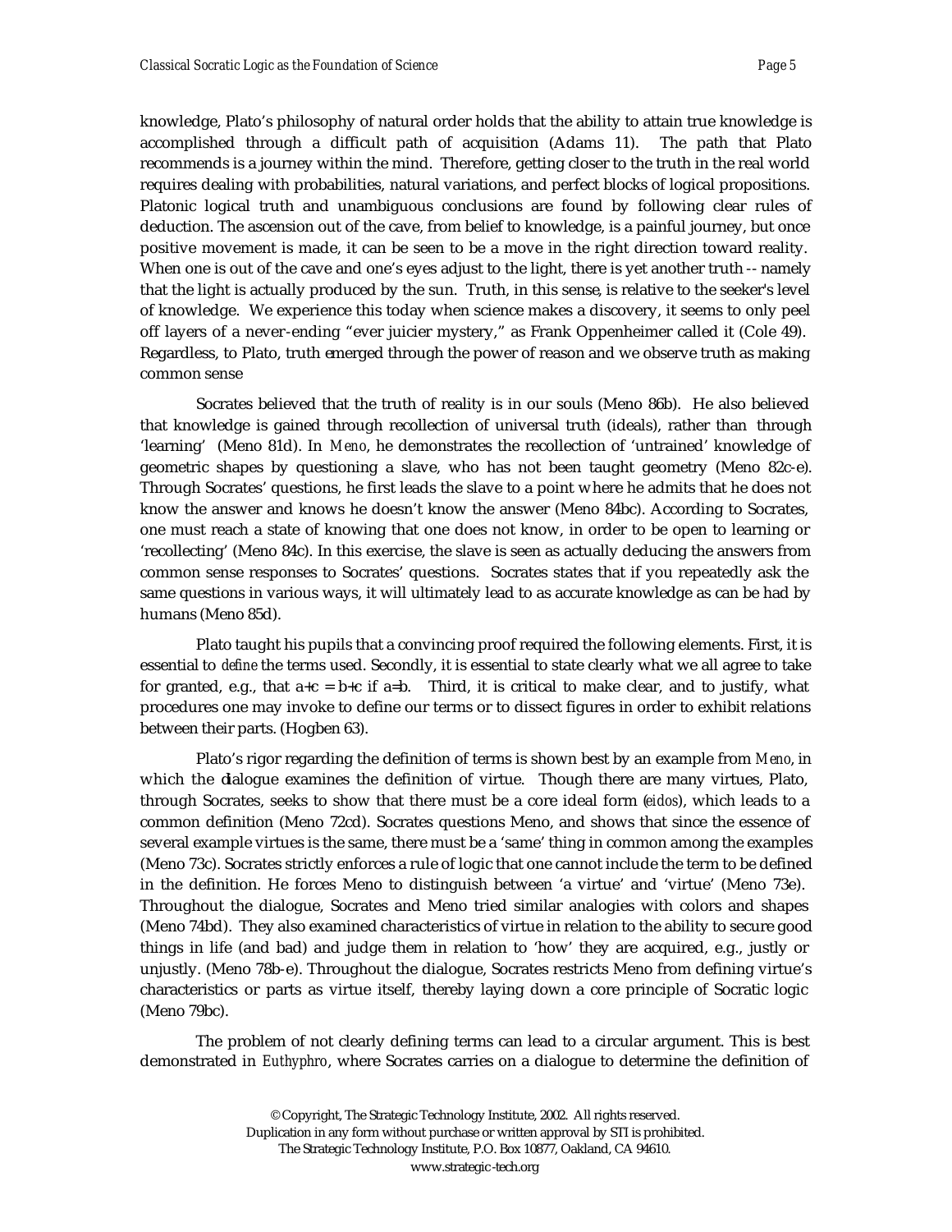knowledge, Plato's philosophy of natural order holds that the ability to attain true knowledge is accomplished through a difficult path of acquisition (Adams 11). The path that Plato recommends is a journey within the mind. Therefore, getting closer to the truth in the real world requires dealing with probabilities, natural variations, and perfect blocks of logical propositions. Platonic logical truth and unambiguous conclusions are found by following clear rules of deduction. The ascension out of the cave, from belief to knowledge, is a painful journey, but once positive movement is made, it can be seen to be a move in the right direction toward reality. When one is out of the cave and one's eyes adjust to the light, there is yet another truth -- namely that the light is actually produced by the sun. Truth, in this sense, is relative to the seeker's level of knowledge. We experience this today when science makes a discovery, it seems to only peel off layers of a never-ending "ever juicier mystery," as Frank Oppenheimer called it (Cole 49). Regardless, to Plato, truth emerged through the power of reason and we observe truth as making common sense

Socrates believed that the truth of reality is in our souls (Meno 86b). He also believed that knowledge is gained through recollection of universal truth (ideals), rather than through 'learning' (Meno 81d). In *Meno*, he demonstrates the recollection of 'untrained' knowledge of geometric shapes by questioning a slave, who has not been taught geometry (Meno 82c-e). Through Socrates' questions, he first leads the slave to a point where he admits that he does not know the answer and knows he doesn't know the answer (Meno 84bc). According to Socrates, one must reach a state of knowing that one does not know, in order to be open to learning or 'recollecting' (Meno 84c). In this exercise, the slave is seen as actually deducing the answers from common sense responses to Socrates' questions. Socrates states that if you repeatedly ask the same questions in various ways, it will ultimately lead to as accurate knowledge as can be had by humans (Meno 85d).

Plato taught his pupils that a convincing proof required the following elements. First, it is essential to *define* the terms used. Secondly, it is essential to state clearly what we all agree to take for granted, e.g., that $a+c = b+c$ if $a=b$. Third, it is critical to make clear, and to justify, what procedures one may invoke to define our terms or to dissect figures in order to exhibit relations between their parts. (Hogben 63).

Plato's rigor regarding the definition of terms is shown best by an example from *Meno*, in which the dialogue examines the definition of virtue. Though there are many virtues, Plato, through Socrates, seeks to show that there must be a core ideal form (*eidos*), which leads to a common definition (Meno 72cd). Socrates questions Meno, and shows that since the essence of several example virtues is the same, there must be a 'same' thing in common among the examples (Meno 73c). Socrates strictly enforces a rule of logic that one cannot include the term to be defined in the definition. He forces Meno to distinguish between 'a virtue' and 'virtue' (Meno 73e). Throughout the dialogue, Socrates and Meno tried similar analogies with colors and shapes (Meno 74bd). They also examined characteristics of virtue in relation to the ability to secure good things in life (and bad) and judge them in relation to 'how' they are acquired, e.g., justly or unjustly. (Meno 78b-e). Throughout the dialogue, Socrates restricts Meno from defining virtue's characteristics or parts as virtue itself, thereby laying down a core principle of Socratic logic (Meno 79bc).

The problem of not clearly defining terms can lead to a circular argument. This is best demonstrated in *Euthyphro*, where Socrates carries on a dialogue to determine the definition of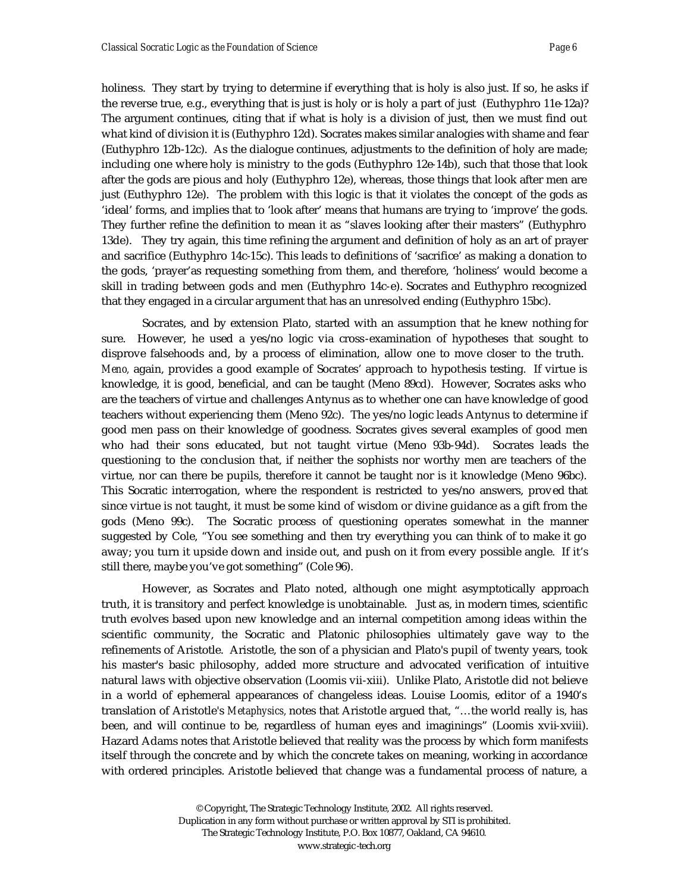holiness. They start by trying to determine if everything that is holy is also just. If so, he asks if the reverse true, e.g., everything that is just is holy or is holy a part of just (Euthyphro 11e-12a)? The argument continues, citing that if what is holy is a division of just, then we must find out what kind of division it is (Euthyphro 12d). Socrates makes similar analogies with shame and fear (Euthyphro 12b-12c). As the dialogue continues, adjustments to the definition of holy are made; including one where holy is ministry to the gods (Euthyphro 12e-14b), such that those that look after the gods are pious and holy (Euthyphro 12e), whereas, those things that look after men are just (Euthyphro 12e). The problem with this logic is that it violates the concept of the gods as 'ideal' forms, and implies that to 'look after' means that humans are trying to 'improve' the gods. They further refine the definition to mean it as "slaves looking after their masters" (Euthyphro 13de). They try again, this time refining the argument and definition of holy as an art of prayer and sacrifice (Euthyphro 14c-15c). This leads to definitions of 'sacrifice' as making a donation to the gods, 'prayer'as requesting something from them, and therefore, 'holiness' would become a skill in trading between gods and men (Euthyphro 14c-e). Socrates and Euthyphro recognized that they engaged in a circular argument that has an unresolved ending (Euthyphro 15bc).

Socrates, and by extension Plato, started with an assumption that he knew nothing for sure. However, he used a yes/no logic via cross-examination of hypotheses that sought to disprove falsehoods and, by a process of elimination, allow one to move closer to the truth. *Meno,* again, provides a good example of Socrates' approach to hypothesis testing. If virtue is knowledge, it is good, beneficial, and can be taught (Meno 89cd). However, Socrates asks who are the teachers of virtue and challenges Antynus as to whether one can have knowledge of good teachers without experiencing them (Meno 92c). The yes/no logic leads Antynus to determine if good men pass on their knowledge of goodness. Socrates gives several examples of good men who had their sons educated, but not taught virtue (Meno 93b-94d). Socrates leads the questioning to the conclusion that, if neither the sophists nor worthy men are teachers of the virtue, nor can there be pupils, therefore it cannot be taught nor is it knowledge (Meno 96bc). This Socratic interrogation, where the respondent is restricted to yes/no answers, proved that since virtue is not taught, it must be some kind of wisdom or divine guidance as a gift from the gods (Meno 99c). The Socratic process of questioning operates somewhat in the manner suggested by Cole, "You see something and then try everything you can think of to make it go away; you turn it upside down and inside out, and push on it from every possible angle. If it's still there, maybe you've got something" (Cole 96).

However, as Socrates and Plato noted, although one might asymptotically approach truth, it is transitory and perfect knowledge is unobtainable. Just as, in modern times, scientific truth evolves based upon new knowledge and an internal competition among ideas within the scientific community, the Socratic and Platonic philosophies ultimately gave way to the refinements of Aristotle. Aristotle, the son of a physician and Plato's pupil of twenty years, took his master's basic philosophy, added more structure and advocated verification of intuitive natural laws with objective observation (Loomis vii-xiii). Unlike Plato, Aristotle did not believe in a world of ephemeral appearances of changeless ideas. Louise Loomis, editor of a 1940's translation of Aristotle's *Metaphysics,* notes that Aristotle argued that, "…the world really is, has been, and will continue to be, regardless of human eyes and imaginings" (Loomis xvii-xviii). Hazard Adams notes that Aristotle believed that reality was the process by which form manifests itself through the concrete and by which the concrete takes on meaning, working in accordance with ordered principles. Aristotle believed that change was a fundamental process of nature, a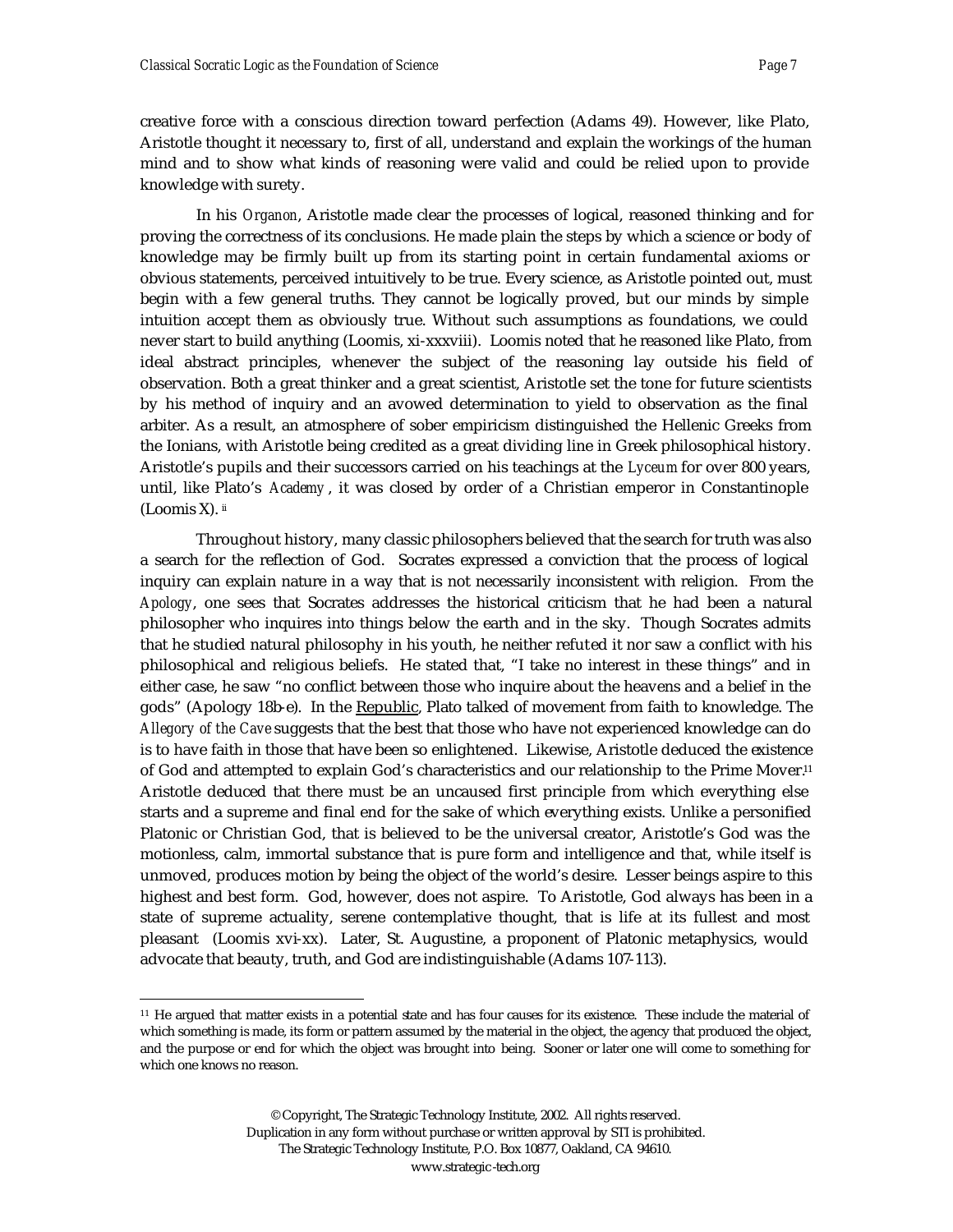creative force with a conscious direction toward perfection (Adams 49). However, like Plato, Aristotle thought it necessary to, first of all, understand and explain the workings of the human mind and to show what kinds of reasoning were valid and could be relied upon to provide knowledge with surety.

In his *Organon*, Aristotle made clear the processes of logical, reasoned thinking and for proving the correctness of its conclusions. He made plain the steps by which a science or body of knowledge may be firmly built up from its starting point in certain fundamental axioms or obvious statements, perceived intuitively to be true. Every science, as Aristotle pointed out, must begin with a few general truths. They cannot be logically proved, but our minds by simple intuition accept them as obviously true. Without such assumptions as foundations, we could never start to build anything (Loomis, xi-xxxviii). Loomis noted that he reasoned like Plato, from ideal abstract principles, whenever the subject of the reasoning lay outside his field of observation. Both a great thinker and a great scientist, Aristotle set the tone for future scientists by his method of inquiry and an avowed determination to yield to observation as the final arbiter. As a result, an atmosphere of sober empiricism distinguished the Hellenic Greeks from the Ionians, with Aristotle being credited as a great dividing line in Greek philosophical history. Aristotle's pupils and their successors carried on his teachings at the *Lyceum* for over 800 years, until, like Plato's *Academy*, it was closed by order of a Christian emperor in Constantinople (Loomis X). [ii]

Throughout history, many classic philosophers believed that the search for truth was also a search for the reflection of God. Socrates expressed a conviction that the process of logical inquiry can explain nature in a way that is not necessarily inconsistent with religion. From the *Apology*, one sees that Socrates addresses the historical criticism that he had been a natural philosopher who inquires into things below the earth and in the sky. Though Socrates admits that he studied natural philosophy in his youth, he neither refuted it nor saw a conflict with his philosophical and religious beliefs. He stated that, "I take no interest in these things" and in either case, he saw "no conflict between those who inquire about the heavens and a belief in the gods" (Apology 18b-e). In the Republic, Plato talked of movement from faith to knowledge. The *Allegory of the Cave* suggests that the best that those who have not experienced knowledge can do is to have faith in those that have been so enlightened. Likewise, Aristotle deduced the existence of God and attempted to explain God's characteristics and our relationship to the Prime Mover.[11] Aristotle deduced that there must be an uncaused first principle from which everything else starts and a supreme and final end for the sake of which everything exists. Unlike a personified Platonic or Christian God, that is believed to be the universal creator, Aristotle's God was the motionless, calm, immortal substance that is pure form and intelligence and that, while itself is unmoved, produces motion by being the object of the world's desire. Lesser beings aspire to this highest and best form. God, however, does not aspire. To Aristotle, God always has been in a state of supreme actuality, serene contemplative thought, that is life at its fullest and most pleasant (Loomis xvi-xx). Later, St. Augustine, a proponent of Platonic metaphysics, would advocate that beauty, truth, and God are indistinguishable (Adams 107-113).

---

[11] He argued that matter exists in a potential state and has four causes for its existence. These include the material of which something is made, its form or pattern assumed by the material in the object, the agency that produced the object, and the purpose or end for which the object was brought into being. Sooner or later one will come to something for which one knows no reason.

© Copyright, The Strategic Technology Institute, 2002. All rights reserved.
Duplication in any form without purchase or written approval by STI is prohibited.
The Strategic Technology Institute, P.O. Box 10877, Oakland, CA 94610.
www.strategic-tech.org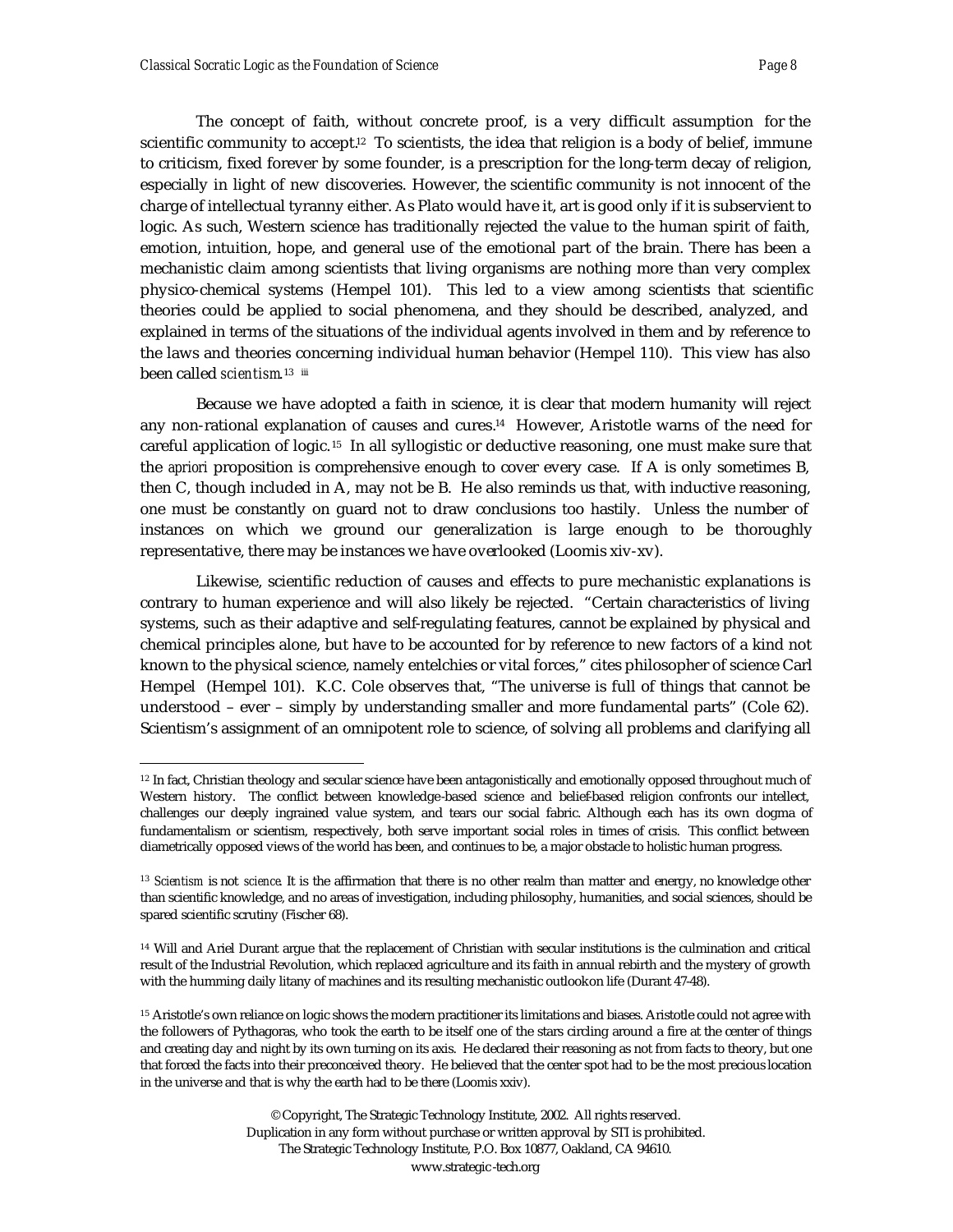The concept of faith, without concrete proof, is a very difficult assumption for the scientific community to accept.[12] To scientists, the idea that religion is a body of belief, immune to criticism, fixed forever by some founder, is a prescription for the long-term decay of religion, especially in light of new discoveries. However, the scientific community is not innocent of the charge of intellectual tyranny either. As Plato would have it, art is good only if it is subservient to logic. As such, Western science has traditionally rejected the value to the human spirit of faith, emotion, intuition, hope, and general use of the emotional part of the brain. There has been a mechanistic claim among scientists that living organisms are nothing more than very complex physico-chemical systems (Hempel 101). This led to a view among scientists that scientific theories could be applied to social phenomena, and they should be described, analyzed, and explained in terms of the situations of the individual agents involved in them and by reference to the laws and theories concerning individual human behavior (Hempel 110). This view has also been called *scientism*.[13] [iii]

Because we have adopted a faith in science, it is clear that modern humanity will reject any non-rational explanation of causes and cures.[14] However, Aristotle warns of the need for careful application of logic.[15] In all syllogistic or deductive reasoning, one must make sure that the *apriori* proposition is comprehensive enough to cover every case. If A is only sometimes B, then C, though included in A, may not be B. He also reminds us that, with inductive reasoning, one must be constantly on guard not to draw conclusions too hastily. Unless the number of instances on which we ground our generalization is large enough to be thoroughly representative, there may be instances we have overlooked (Loomis xiv-xv).

Likewise, scientific reduction of causes and effects to pure mechanistic explanations is contrary to human experience and will also likely be rejected. "Certain characteristics of living systems, such as their adaptive and self-regulating features, cannot be explained by physical and chemical principles alone, but have to be accounted for by reference to new factors of a kind not known to the physical science, namely entelchies or vital forces," cites philosopher of science Carl Hempel (Hempel 101). K.C. Cole observes that, "The universe is full of things that cannot be understood – ever – simply by understanding smaller and more fundamental parts" (Cole 62). Scientism's assignment of an omnipotent role to science, of solving all problems and clarifying all

---

[12] In fact, Christian theology and secular science have been antagonistically and emotionally opposed throughout much of Western history. The conflict between knowledge-based science and belief-based religion confronts our intellect, challenges our deeply ingrained value system, and tears our social fabric. Although each has its own dogma of fundamentalism or scientism, respectively, both serve important social roles in times of crisis. This conflict between diametrically opposed views of the world has been, and continues to be, a major obstacle to holistic human progress.

[13] *Scientism* is not *science*. It is the affirmation that there is no other realm than matter and energy, no knowledge other than scientific knowledge, and no areas of investigation, including philosophy, humanities, and social sciences, should be spared scientific scrutiny (Fischer 68).

[14] Will and Ariel Durant argue that the replacement of Christian with secular institutions is the culmination and critical result of the Industrial Revolution, which replaced agriculture and its faith in annual rebirth and the mystery of growth with the humming daily litany of machines and its resulting mechanistic outlookon life (Durant 47-48).

[15] Aristotle's own reliance on logic shows the modern practitioner its limitations and biases. Aristotle could not agree with the followers of Pythagoras, who took the earth to be itself one of the stars circling around a fire at the center of things and creating day and night by its own turning on its axis. He declared their reasoning as not from facts to theory, but one that forced the facts into their preconceived theory. He believed that the center spot had to be the most precious location in the universe and that is why the earth had to be there (Loomis xxiv).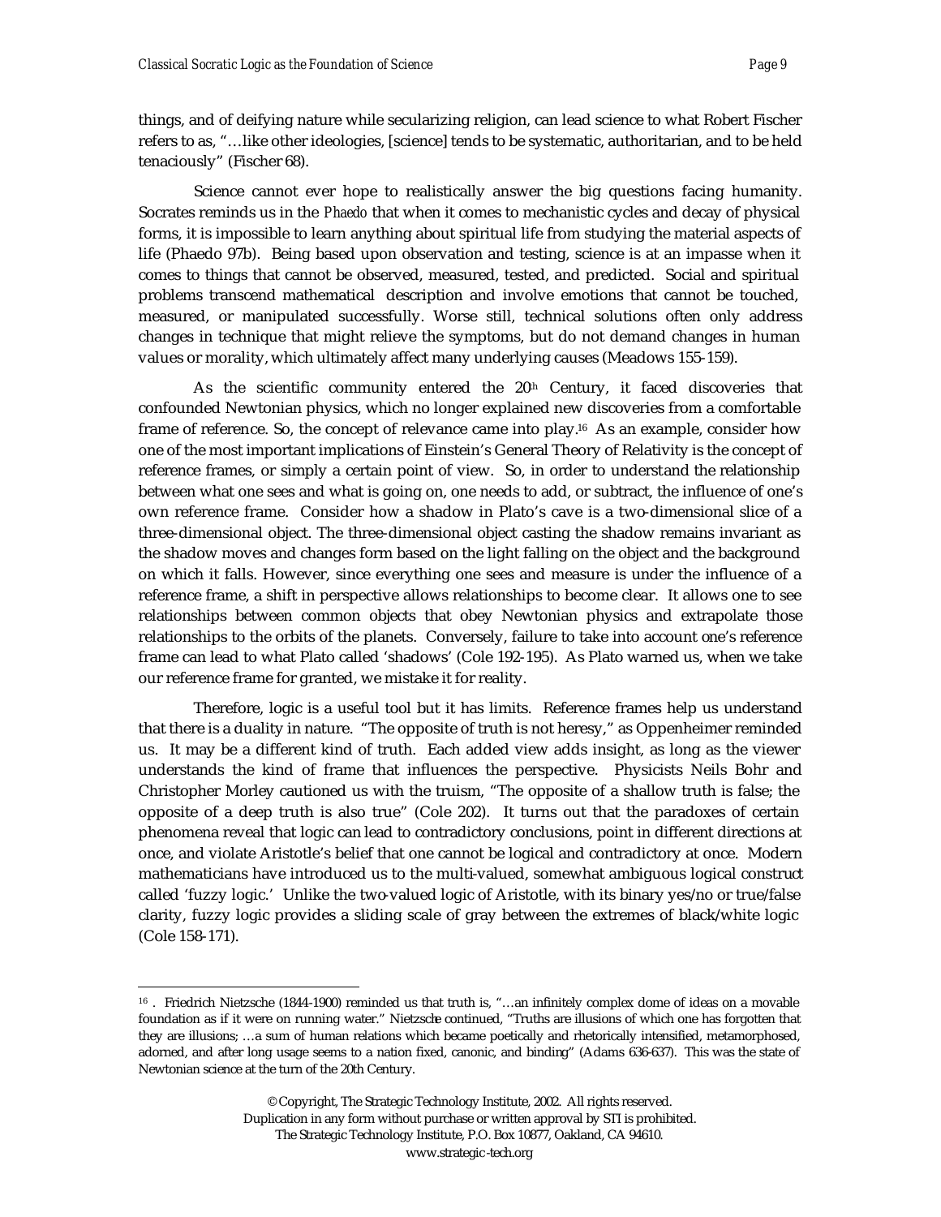things, and of deifying nature while secularizing religion, can lead science to what Robert Fischer refers to as, "…like other ideologies, [science] tends to be systematic, authoritarian, and to be held tenaciously" (Fischer 68).

Science cannot ever hope to realistically answer the big questions facing humanity. Socrates reminds us in the *Phaedo* that when it comes to mechanistic cycles and decay of physical forms, it is impossible to learn anything about spiritual life from studying the material aspects of life (Phaedo 97b). Being based upon observation and testing, science is at an impasse when it comes to things that cannot be observed, measured, tested, and predicted. Social and spiritual problems transcend mathematical description and involve emotions that cannot be touched, measured, or manipulated successfully. Worse still, technical solutions often only address changes in technique that might relieve the symptoms, but do not demand changes in human values or morality, which ultimately affect many underlying causes (Meadows 155-159).

As the scientific community entered the 20th Century, it faced discoveries that confounded Newtonian physics, which no longer explained new discoveries from a comfortable frame of reference. So, the concept of relevance came into play.[16] As an example, consider how one of the most important implications of Einstein's General Theory of Relativity is the concept of reference frames, or simply a certain point of view. So, in order to understand the relationship between what one sees and what is going on, one needs to add, or subtract, the influence of one's own reference frame. Consider how a shadow in Plato's cave is a two-dimensional slice of a three-dimensional object. The three-dimensional object casting the shadow remains invariant as the shadow moves and changes form based on the light falling on the object and the background on which it falls. However, since everything one sees and measure is under the influence of a reference frame, a shift in perspective allows relationships to become clear. It allows one to see relationships between common objects that obey Newtonian physics and extrapolate those relationships to the orbits of the planets. Conversely, failure to take into account one's reference frame can lead to what Plato called 'shadows' (Cole 192-195). As Plato warned us, when we take our reference frame for granted, we mistake it for reality.

Therefore, logic is a useful tool but it has limits. Reference frames help us understand that there is a duality in nature. "The opposite of truth is not heresy," as Oppenheimer reminded us. It may be a different kind of truth. Each added view adds insight, as long as the viewer understands the kind of frame that influences the perspective. Physicists Neils Bohr and Christopher Morley cautioned us with the truism, "The opposite of a shallow truth is false; the opposite of a deep truth is also true" (Cole 202). It turns out that the paradoxes of certain phenomena reveal that logic can lead to contradictory conclusions, point in different directions at once, and violate Aristotle's belief that one cannot be logical and contradictory at once. Modern mathematicians have introduced us to the multi-valued, somewhat ambiguous logical construct called 'fuzzy logic.' Unlike the two-valued logic of Aristotle, with its binary yes/no or true/false clarity, fuzzy logic provides a sliding scale of gray between the extremes of black/white logic (Cole 158-171).

---

[16] . Friedrich Nietzsche (1844-1900) reminded us that truth is, "…an infinitely complex dome of ideas on a movable foundation as if it were on running water." Nietzsche continued, "Truths are illusions of which one has forgotten that they are illusions; …a sum of human relations which became poetically and rhetorically intensified, metamorphosed, adorned, and after long usage seems to a nation fixed, canonic, and binding" (Adams 636-637). This was the state of Newtonian science at the turn of the 20th Century.

© Copyright, The Strategic Technology Institute, 2002. All rights reserved.
Duplication in any form without purchase or written approval by STI is prohibited.
The Strategic Technology Institute, P.O. Box 10877, Oakland, CA 94610.
www.strategic-tech.org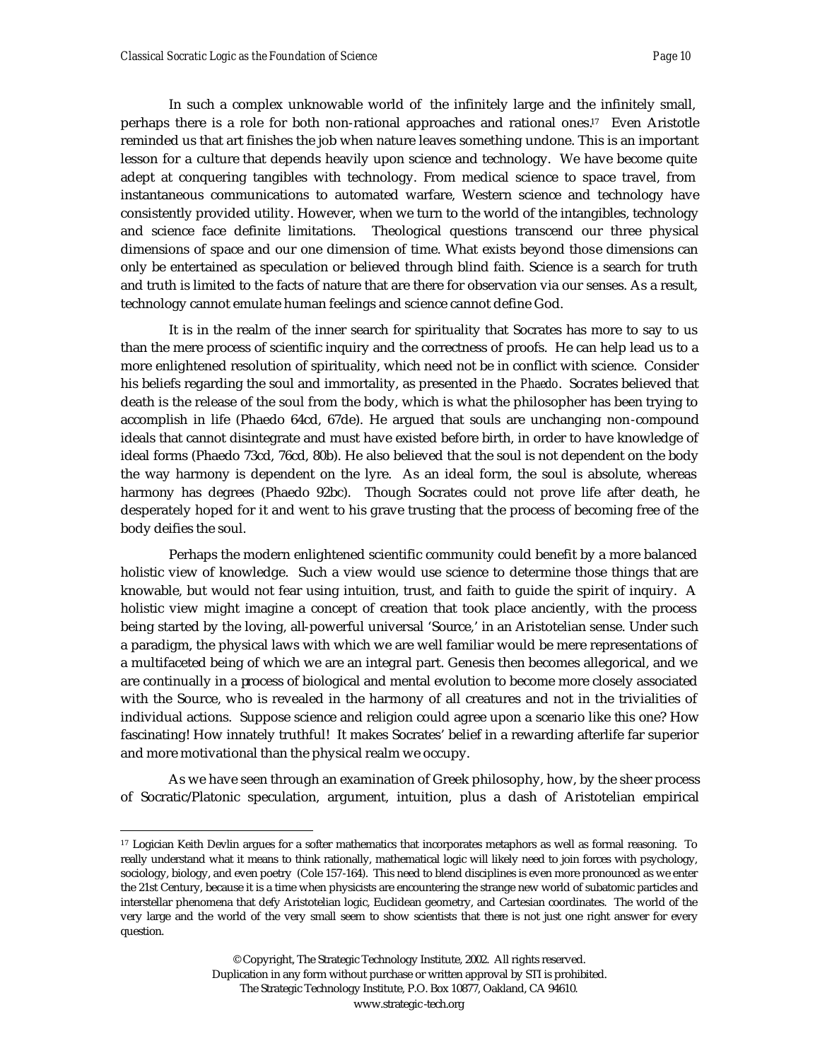In such a complex unknowable world of the infinitely large and the infinitely small, perhaps there is a role for both non-rational approaches and rational ones.[17] Even Aristotle reminded us that art finishes the job when nature leaves something undone. This is an important lesson for a culture that depends heavily upon science and technology. We have become quite adept at conquering tangibles with technology. From medical science to space travel, from instantaneous communications to automated warfare, Western science and technology have consistently provided utility. However, when we turn to the world of the intangibles, technology and science face definite limitations. Theological questions transcend our three physical dimensions of space and our one dimension of time. What exists beyond those dimensions can only be entertained as speculation or believed through blind faith. Science is a search for truth and truth is limited to the facts of nature that are there for observation via our senses. As a result, technology cannot emulate human feelings and science cannot define God.

It is in the realm of the inner search for spirituality that Socrates has more to say to us than the mere process of scientific inquiry and the correctness of proofs. He can help lead us to a more enlightened resolution of spirituality, which need not be in conflict with science. Consider his beliefs regarding the soul and immortality, as presented in the *Phaedo*. Socrates believed that death is the release of the soul from the body, which is what the philosopher has been trying to accomplish in life (Phaedo 64cd, 67de). He argued that souls are unchanging non-compound ideals that cannot disintegrate and must have existed before birth, in order to have knowledge of ideal forms (Phaedo 73cd, 76cd, 80b). He also believed that the soul is not dependent on the body the way harmony is dependent on the lyre. As an ideal form, the soul is absolute, whereas harmony has degrees (Phaedo 92bc). Though Socrates could not prove life after death, he desperately hoped for it and went to his grave trusting that the process of becoming free of the body deifies the soul.

Perhaps the modern enlightened scientific community could benefit by a more balanced holistic view of knowledge. Such a view would use science to determine those things that are knowable, but would not fear using intuition, trust, and faith to guide the spirit of inquiry. A holistic view might imagine a concept of creation that took place anciently, with the process being started by the loving, all-powerful universal 'Source,' in an Aristotelian sense. Under such a paradigm, the physical laws with which we are well familiar would be mere representations of a multifaceted being of which we are an integral part. Genesis then becomes allegorical, and we are continually in a process of biological and mental evolution to become more closely associated with the Source, who is revealed in the harmony of all creatures and not in the trivialities of individual actions. Suppose science and religion could agree upon a scenario like this one? How fascinating! How innately truthful! It makes Socrates' belief in a rewarding afterlife far superior and more motivational than the physical realm we occupy.

As we have seen through an examination of Greek philosophy, how, by the sheer process of Socratic/Platonic speculation, argument, intuition, plus a dash of Aristotelian empirical

---

[17] Logician Keith Devlin argues for a softer mathematics that incorporates metaphors as well as formal reasoning. To really understand what it means to think rationally, mathematical logic will likely need to join forces with psychology, sociology, biology, and even poetry (Cole 157-164). This need to blend disciplines is even more pronounced as we enter the 21st Century, because it is a time when physicists are encountering the strange new world of subatomic particles and interstellar phenomena that defy Aristotelian logic, Euclidean geometry, and Cartesian coordinates. The world of the very large and the world of the very small seem to show scientists that there is not just one right answer for every question.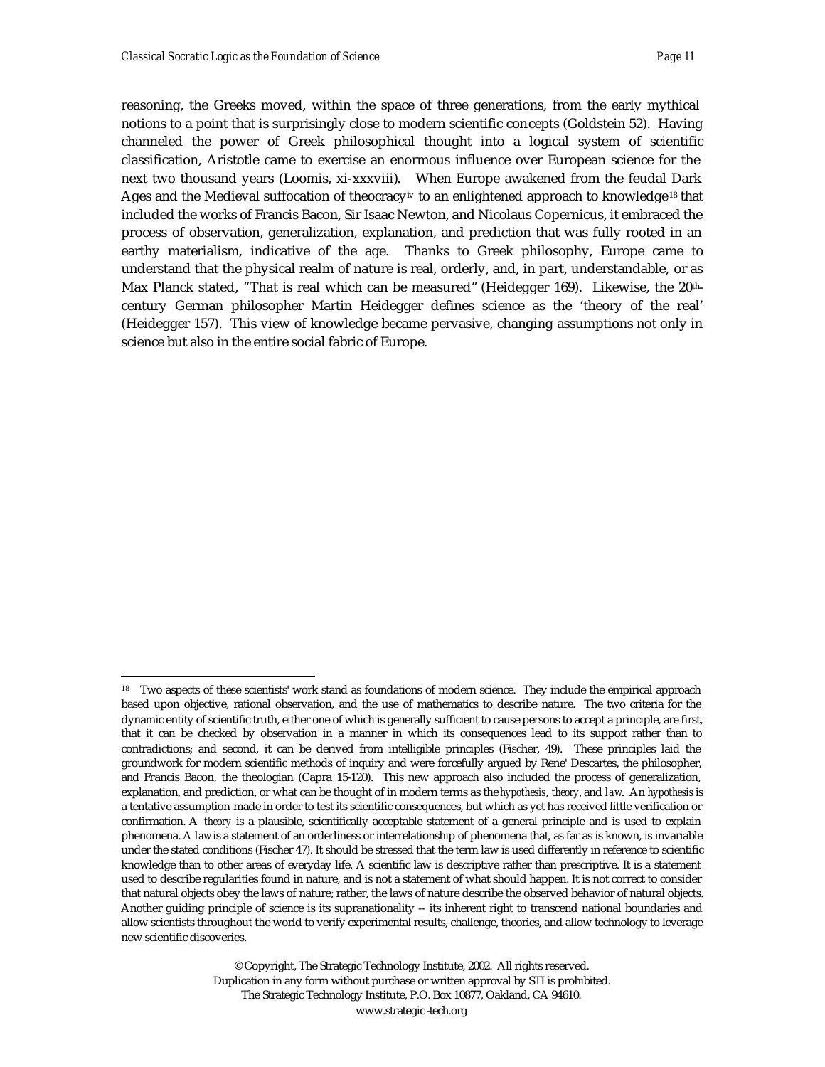reasoning, the Greeks moved, within the space of three generations, from the early mythical notions to a point that is surprisingly close to modern scientific concepts (Goldstein 52). Having channeled the power of Greek philosophical thought into a logical system of scientific classification, Aristotle came to exercise an enormous influence over European science for the next two thousand years (Loomis, xi-xxxviii). When Europe awakened from the feudal Dark Ages and the Medieval suffocation of theocracy[iv] to an enlightened approach to knowledge[18] that included the works of Francis Bacon, Sir Isaac Newton, and Nicolaus Copernicus, it embraced the process of observation, generalization, explanation, and prediction that was fully rooted in an earthy materialism, indicative of the age. Thanks to Greek philosophy, Europe came to understand that the physical realm of nature is real, orderly, and, in part, understandable, or as Max Planck stated, "That is real which can be measured" (Heidegger 169). Likewise, the 20th-century German philosopher Martin Heidegger defines science as the 'theory of the real' (Heidegger 157). This view of knowledge became pervasive, changing assumptions not only in science but also in the entire social fabric of Europe.

---

[18] Two aspects of these scientists' work stand as foundations of modern science. They include the empirical approach based upon objective, rational observation, and the use of mathematics to describe nature. The two criteria for the dynamic entity of scientific truth, either one of which is generally sufficient to cause persons to accept a principle, are first, that it can be checked by observation in a manner in which its consequences lead to its support rather than to contradictions; and second, it can be derived from intelligible principles (Fischer, 49). These principles laid the groundwork for modern scientific methods of inquiry and were forcefully argued by Rene' Descartes, the philosopher, and Francis Bacon, the theologian (Capra 15-120). This new approach also included the process of generalization, explanation, and prediction, or what can be thought of in modern terms as the *hypothesis*, *theory*, and *law*. An *hypothesis* is a tentative assumption made in order to test its scientific consequences, but which as yet has received little verification or confirmation. A *theory* is a plausible, scientifically acceptable statement of a general principle and is used to explain phenomena. A *law* is a statement of an orderliness or interrelationship of phenomena that, as far as is known, is invariable under the stated conditions (Fischer 47). It should be stressed that the term law is used differently in reference to scientific knowledge than to other areas of everyday life. A scientific law is descriptive rather than prescriptive. It is a statement used to describe regularities found in nature, and is not a statement of what should happen. It is not correct to consider that natural objects obey the laws of nature; rather, the laws of nature describe the observed behavior of natural objects. Another guiding principle of science is its supranationality -- its inherent right to transcend national boundaries and allow scientists throughout the world to verify experimental results, challenge, theories, and allow technology to leverage new scientific discoveries.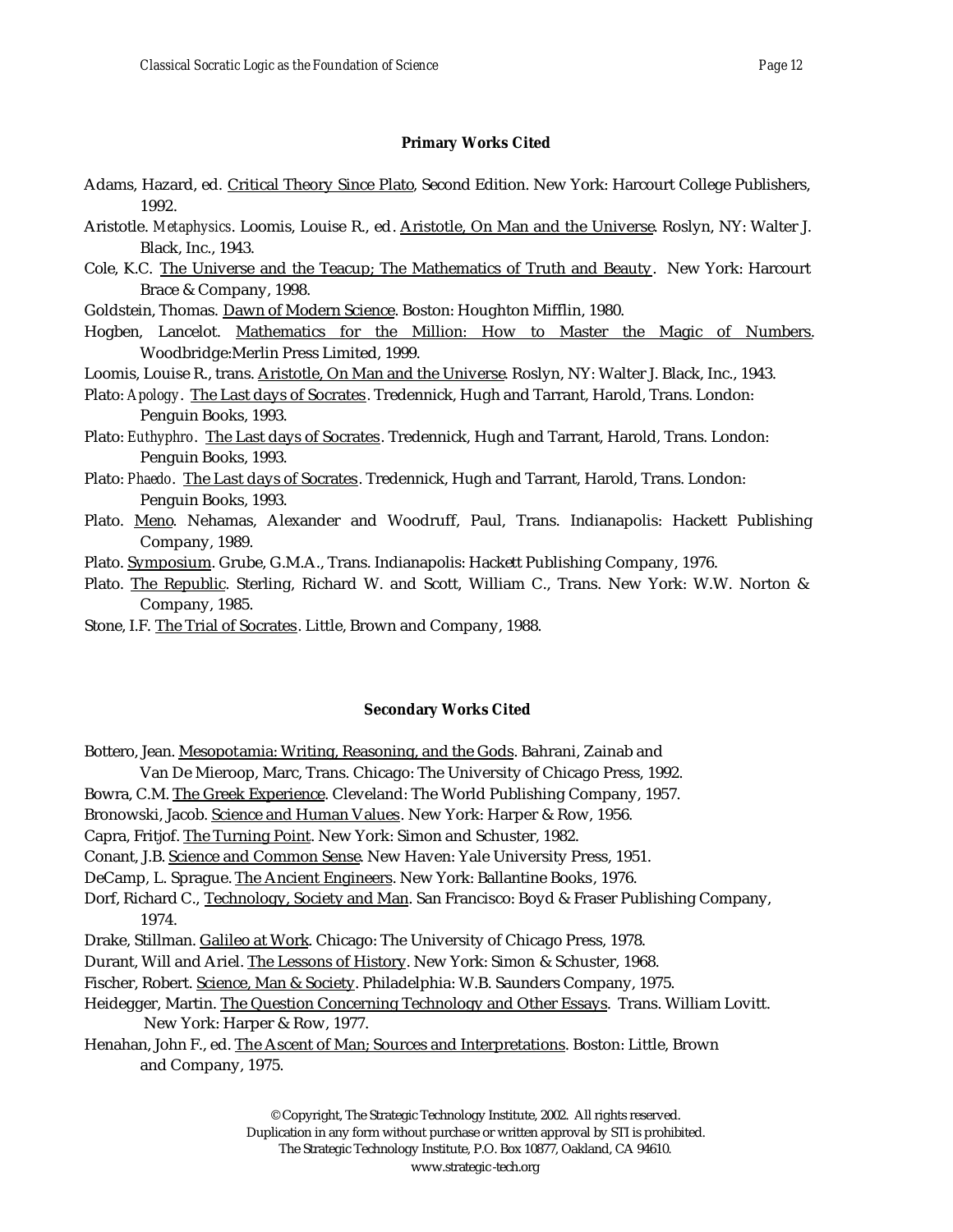### Primary Works Cited

Adams, Hazard, ed. Critical Theory Since Plato, Second Edition. New York: Harcourt College Publishers, 1992.

Aristotle. *Metaphysics*. Loomis, Louise R., ed. Aristotle, On Man and the Universe. Roslyn, NY: Walter J. Black, Inc., 1943.

Cole, K.C. The Universe and the Teacup; The Mathematics of Truth and Beauty. New York: Harcourt Brace & Company, 1998.

Goldstein, Thomas. Dawn of Modern Science. Boston: Houghton Mifflin, 1980.

Hogben, Lancelot. Mathematics for the Million: How to Master the Magic of Numbers. Woodbridge:Merlin Press Limited, 1999.

Loomis, Louise R., trans. Aristotle, On Man and the Universe. Roslyn, NY: Walter J. Black, Inc., 1943.

Plato: *Apology*. The Last days of Socrates. Tredennick, Hugh and Tarrant, Harold, Trans. London: Penguin Books, 1993.

Plato: *Euthyphro*. The Last days of Socrates. Tredennick, Hugh and Tarrant, Harold, Trans. London: Penguin Books, 1993.

Plato: *Phaedo*. The Last days of Socrates. Tredennick, Hugh and Tarrant, Harold, Trans. London: Penguin Books, 1993.

Plato. Meno. Nehamas, Alexander and Woodruff, Paul, Trans. Indianapolis: Hackett Publishing Company, 1989.

Plato. Symposium. Grube, G.M.A., Trans. Indianapolis: Hackett Publishing Company, 1976.

Plato. The Republic. Sterling, Richard W. and Scott, William C., Trans. New York: W.W. Norton & Company, 1985.

Stone, I.F. The Trial of Socrates. Little, Brown and Company, 1988.

### Secondary Works Cited

Bottero, Jean. Mesopotamia: Writing, Reasoning, and the Gods. Bahrani, Zainab and Van De Mieroop, Marc, Trans. Chicago: The University of Chicago Press, 1992.

Bowra, C.M. The Greek Experience. Cleveland: The World Publishing Company, 1957.

Bronowski, Jacob. Science and Human Values. New York: Harper & Row, 1956.

Capra, Fritjof. The Turning Point. New York: Simon and Schuster, 1982.

Conant, J.B. Science and Common Sense. New Haven: Yale University Press, 1951.

DeCamp, L. Sprague. The Ancient Engineers. New York: Ballantine Books, 1976.

Dorf, Richard C., Technology, Society and Man. San Francisco: Boyd & Fraser Publishing Company, 1974.

Drake, Stillman. Galileo at Work. Chicago: The University of Chicago Press, 1978.

Durant, Will and Ariel. The Lessons of History. New York: Simon & Schuster, 1968.

Fischer, Robert. Science, Man & Society. Philadelphia: W.B. Saunders Company, 1975.

Heidegger, Martin. The Question Concerning Technology and Other Essays. Trans. William Lovitt. New York: Harper & Row, 1977.

Henahan, John F., ed. The Ascent of Man; Sources and Interpretations. Boston: Little, Brown and Company, 1975.

© Copyright, The Strategic Technology Institute, 2002. All rights reserved.
Duplication in any form without purchase or written approval by STI is prohibited.
The Strategic Technology Institute, P.O. Box 10877, Oakland, CA 94610.
www.strategic-tech.org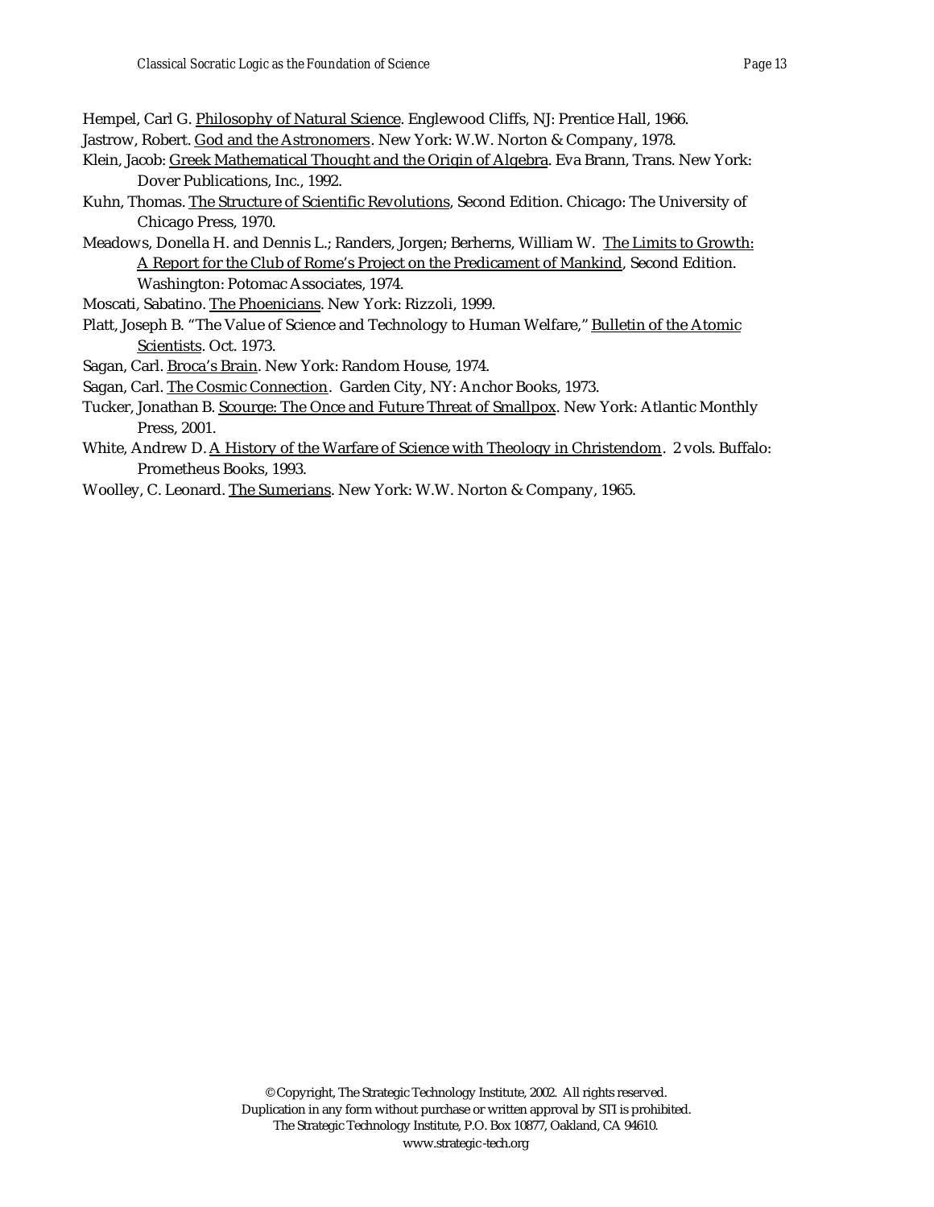Hempel, Carl G. Philosophy of Natural Science. Englewood Cliffs, NJ: Prentice Hall, 1966.

Jastrow, Robert. God and the Astronomers. New York: W.W. Norton & Company, 1978.

Klein, Jacob: Greek Mathematical Thought and the Origin of Algebra. Eva Brann, Trans. New York: Dover Publications, Inc., 1992.

Kuhn, Thomas. The Structure of Scientific Revolutions, Second Edition. Chicago: The University of Chicago Press, 1970.

Meadows, Donella H. and Dennis L.; Randers, Jorgen; Berherns, William W. The Limits to Growth: A Report for the Club of Rome's Project on the Predicament of Mankind, Second Edition. Washington: Potomac Associates, 1974.

Moscati, Sabatino. The Phoenicians. New York: Rizzoli, 1999.

Platt, Joseph B. "The Value of Science and Technology to Human Welfare," Bulletin of the Atomic Scientists. Oct. 1973.

Sagan, Carl. Broca's Brain. New York: Random House, 1974.

Sagan, Carl. The Cosmic Connection. Garden City, NY: Anchor Books, 1973.

Tucker, Jonathan B. Scourge: The Once and Future Threat of Smallpox. New York: Atlantic Monthly Press, 2001.

White, Andrew D. A History of the Warfare of Science with Theology in Christendom. 2 vols. Buffalo: Prometheus Books, 1993.

Woolley, C. Leonard. The Sumerians. New York: W.W. Norton & Company, 1965.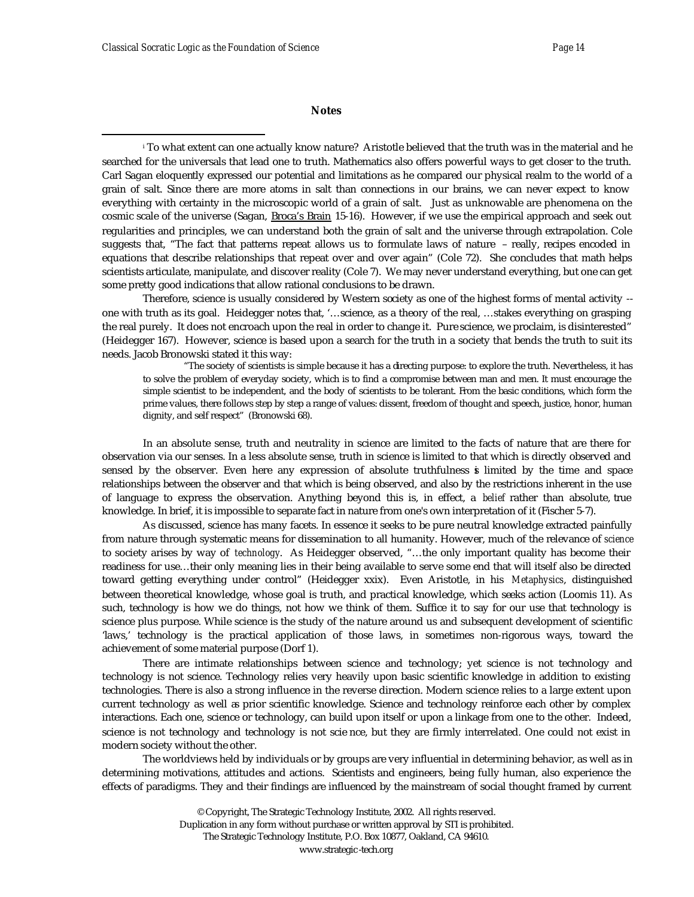## Notes

[i] To what extent can one actually know nature? Aristotle believed that the truth was in the material and he searched for the universals that lead one to truth. Mathematics also offers powerful ways to get closer to the truth. Carl Sagan eloquently expressed our potential and limitations as he compared our physical realm to the world of a grain of salt. Since there are more atoms in salt than connections in our brains, we can never expect to know everything with certainty in the microscopic world of a grain of salt. Just as unknowable are phenomena on the cosmic scale of the universe (Sagan, Broca's Brain 15-16). However, if we use the empirical approach and seek out regularities and principles, we can understand both the grain of salt and the universe through extrapolation. Cole suggests that, "The fact that patterns repeat allows us to formulate laws of nature – really, recipes encoded in equations that describe relationships that repeat over and over again" (Cole 72). She concludes that math helps scientists articulate, manipulate, and discover reality (Cole 7). We may never understand everything, but one can get some pretty good indications that allow rational conclusions to be drawn.

Therefore, science is usually considered by Western society as one of the highest forms of mental activity -- one with truth as its goal. Heidegger notes that, '…science, as a theory of the real, …stakes everything on grasping the real purely. It does not encroach upon the real in order to change it. Pure science, we proclaim, is disinterested" (Heidegger 167). However, science is based upon a search for the truth in a society that bends the truth to suit its needs. Jacob Bronowski stated it this way:

> "The society of scientists is simple because it has a directing purpose: to explore the truth. Nevertheless, it has to solve the problem of everyday society, which is to find a compromise between man and men. It must encourage the simple scientist to be independent, and the body of scientists to be tolerant. From the basic conditions, which form the prime values, there follows step by step a range of values: dissent, freedom of thought and speech, justice, honor, human dignity, and self respect" (Bronowski 68).

In an absolute sense, truth and neutrality in science are limited to the facts of nature that are there for observation via our senses. In a less absolute sense, truth in science is limited to that which is directly observed and sensed by the observer. Even here any expression of absolute truthfulness is limited by the time and space relationships between the observer and that which is being observed, and also by the restrictions inherent in the use of language to express the observation. Anything beyond this is, in effect, a *belief* rather than absolute, true knowledge. In brief, it is impossible to separate fact in nature from one's own interpretation of it (Fischer 5-7).

As discussed, science has many facets. In essence it seeks to be pure neutral knowledge extracted painfully from nature through systematic means for dissemination to all humanity. However, much of the relevance of *science* to society arises by way of *technology*. As Heidegger observed, "…the only important quality has become their readiness for use…their only meaning lies in their being available to serve some end that will itself also be directed toward getting everything under control" (Heidegger xxix). Even Aristotle, in his *Metaphysics*, distinguished between theoretical knowledge, whose goal is truth, and practical knowledge, which seeks action (Loomis 11). As such, technology is how we do things, not how we think of them. Suffice it to say for our use that technology is science plus purpose. While science is the study of the nature around us and subsequent development of scientific 'laws,' technology is the practical application of those laws, in sometimes non-rigorous ways, toward the achievement of some material purpose (Dorf 1).

There are intimate relationships between science and technology; yet science is not technology and technology is not science. Technology relies very heavily upon basic scientific knowledge in addition to existing technologies. There is also a strong influence in the reverse direction. Modern science relies to a large extent upon current technology as well as prior scientific knowledge. Science and technology reinforce each other by complex interactions. Each one, science or technology, can build upon itself or upon a linkage from one to the other. Indeed, science is not technology and technology is not science, but they are firmly interrelated. One could not exist in modern society without the other.

The worldviews held by individuals or by groups are very influential in determining behavior, as well as in determining motivations, attitudes and actions. Scientists and engineers, being fully human, also experience the effects of paradigms. They and their findings are influenced by the mainstream of social thought framed by current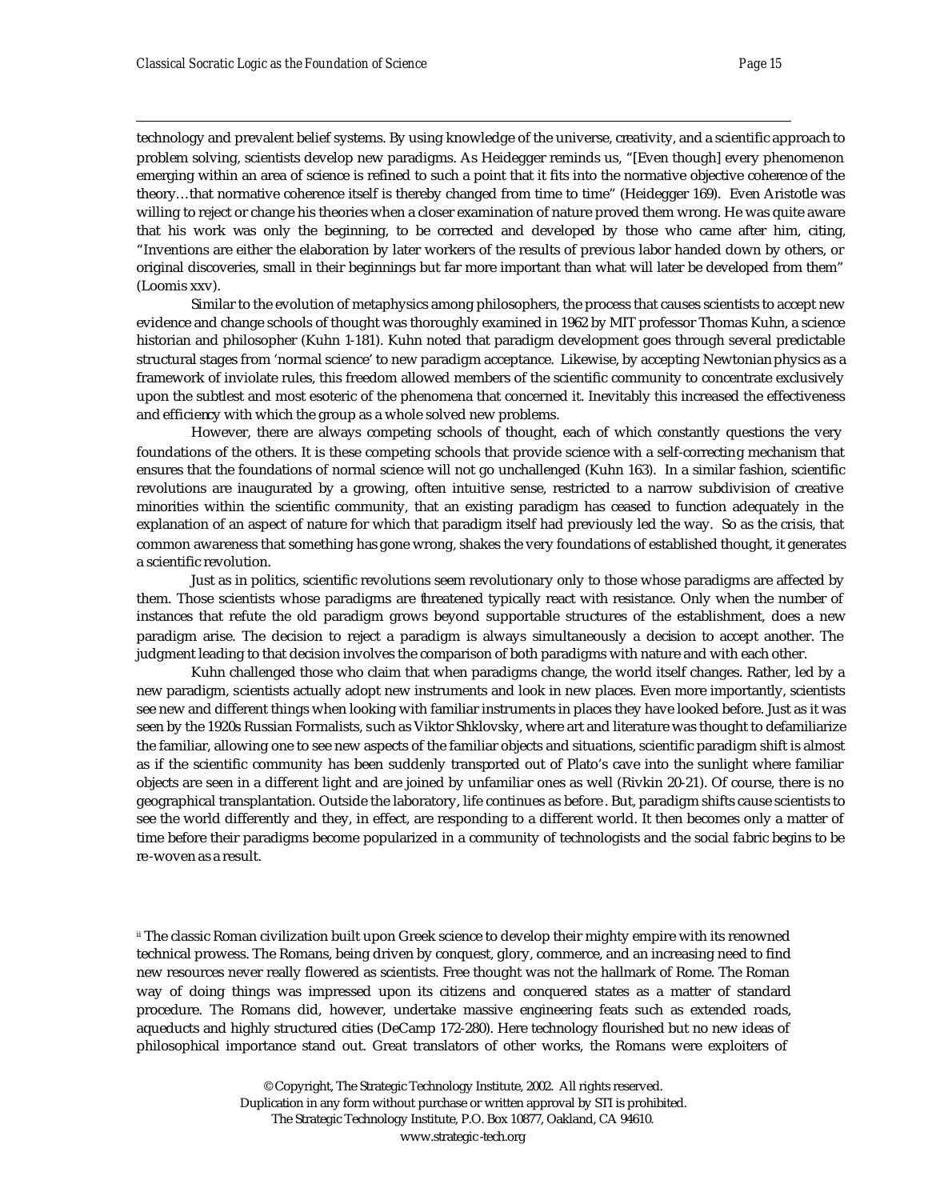technology and prevalent belief systems. By using knowledge of the universe, creativity, and a scientific approach to problem solving, scientists develop new paradigms. As Heidegger reminds us, "[Even though] every phenomenon emerging within an area of science is refined to such a point that it fits into the normative objective coherence of the theory…that normative coherence itself is thereby changed from time to time" (Heidegger 169). Even Aristotle was willing to reject or change his theories when a closer examination of nature proved them wrong. He was quite aware that his work was only the beginning, to be corrected and developed by those who came after him, citing, "Inventions are either the elaboration by later workers of the results of previous labor handed down by others, or original discoveries, small in their beginnings but far more important than what will later be developed from them" (Loomis xxv).

Similar to the evolution of metaphysics among philosophers, the process that causes scientists to accept new evidence and change schools of thought was thoroughly examined in 1962 by MIT professor Thomas Kuhn, a science historian and philosopher (Kuhn 1-181). Kuhn noted that paradigm development goes through several predictable structural stages from 'normal science' to new paradigm acceptance. Likewise, by accepting Newtonian physics as a framework of inviolate rules, this freedom allowed members of the scientific community to concentrate exclusively upon the subtlest and most esoteric of the phenomena that concerned it. Inevitably this increased the effectiveness and efficiency with which the group as a whole solved new problems.

However, there are always competing schools of thought, each of which constantly questions the very foundations of the others. It is these competing schools that provide science with a self-correcting mechanism that ensures that the foundations of normal science will not go unchallenged (Kuhn 163). In a similar fashion, scientific revolutions are inaugurated by a growing, often intuitive sense, restricted to a narrow subdivision of creative minorities within the scientific community, that an existing paradigm has ceased to function adequately in the explanation of an aspect of nature for which that paradigm itself had previously led the way. So as the crisis, that common awareness that something has gone wrong, shakes the very foundations of established thought, it generates a scientific revolution.

Just as in politics, scientific revolutions seem revolutionary only to those whose paradigms are affected by them. Those scientists whose paradigms are threatened typically react with resistance. Only when the number of instances that refute the old paradigm grows beyond supportable structures of the establishment, does a new paradigm arise. The decision to reject a paradigm is always simultaneously a decision to accept another. The judgment leading to that decision involves the comparison of both paradigms with nature and with each other.

Kuhn challenged those who claim that when paradigms change, the world itself changes. Rather, led by a new paradigm, scientists actually adopt new instruments and look in new places. Even more importantly, scientists see new and different things when looking with familiar instruments in places they have looked before. Just as it was seen by the 1920s Russian Formalists, such as Viktor Shklovsky, where art and literature was thought to defamiliarize the familiar, allowing one to see new aspects of the familiar objects and situations, scientific paradigm shift is almost as if the scientific community has been suddenly transported out of Plato's cave into the sunlight where familiar objects are seen in a different light and are joined by unfamiliar ones as well (Rivkin 20-21). Of course, there is no geographical transplantation. Outside the laboratory, life continues as before. But, paradigm shifts cause scientists to see the world differently and they, in effect, are responding to a different world. It then becomes only a matter of time before their paradigms become popularized in a community of technologists and the social fabric begins to be re-woven as a result.

[ii] The classic Roman civilization built upon Greek science to develop their mighty empire with its renowned technical prowess. The Romans, being driven by conquest, glory, commerce, and an increasing need to find new resources never really flowered as scientists. Free thought was not the hallmark of Rome. The Roman way of doing things was impressed upon its citizens and conquered states as a matter of standard procedure. The Romans did, however, undertake massive engineering feats such as extended roads, aqueducts and highly structured cities (DeCamp 172-280). Here technology flourished but no new ideas of philosophical importance stand out. Great translators of other works, the Romans were exploiters of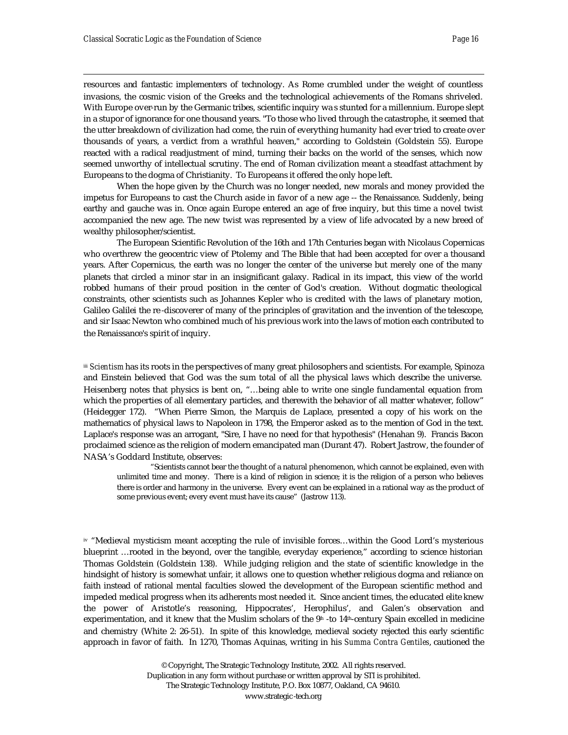resources and fantastic implementers of technology. As Rome crumbled under the weight of countless invasions, the cosmic vision of the Greeks and the technological achievements of the Romans shriveled. With Europe over-run by the Germanic tribes, scientific inquiry wa s stunted for a millennium. Europe slept in a stupor of ignorance for one thousand years. "To those who lived through the catastrophe, it seemed that the utter breakdown of civilization had come, the ruin of everything humanity had ever tried to create over thousands of years, a verdict from a wrathful heaven," according to Goldstein (Goldstein 55). Europe reacted with a radical readjustment of mind, turning their backs on the world of the senses, which now seemed unworthy of intellectual scrutiny. The end of Roman civilization meant a steadfast attachment by Europeans to the dogma of Christianity. To Europeans it offered the only hope left.

When the hope given by the Church was no longer needed, new morals and money provided the impetus for Europeans to cast the Church aside in favor of a new age -- the Renaissance. Suddenly, being earthy and gauche was in. Once again Europe entered an age of free inquiry, but this time a novel twist accompanied the new age. The new twist was represented by a view of life advocated by a new breed of wealthy philosopher/scientist.

The European Scientific Revolution of the 16th and 17th Centuries began with Nicolaus Copernicas who overthrew the geocentric view of Ptolemy and The Bible that had been accepted for over a thousand years. After Copernicus, the earth was no longer the center of the universe but merely one of the many planets that circled a minor star in an insignificant galaxy. Radical in its impact, this view of the world robbed humans of their proud position in the center of God's creation. Without dogmatic theological constraints, other scientists such as Johannes Kepler who is credited with the laws of planetary motion, Galileo Galilei the re-discoverer of many of the principles of gravitation and the invention of the telescope, and sir Isaac Newton who combined much of his previous work into the laws of motion each contributed to the Renaissance's spirit of inquiry.

[iii] *Scientism* has its roots in the perspectives of many great philosophers and scientists. For example, Spinoza and Einstein believed that God was the sum total of all the physical laws which describe the universe. Heisenberg notes that physics is bent on, "…being able to write one single fundamental equation from which the properties of all elementary particles, and therewith the behavior of all matter whatever, follow" (Heidegger 172). "When Pierre Simon, the Marquis de Laplace, presented a copy of his work on the mathematics of physical laws to Napoleon in 1798, the Emperor asked as to the mention of God in the text. Laplace's response was an arrogant, "Sire, I have no need for that hypothesis" (Henahan 9). Francis Bacon proclaimed science as the religion of modern emancipated man (Durant 47). Robert Jastrow, the founder of NASA's Goddard Institute, observes:

> "Scientists cannot bear the thought of a natural phenomenon, which cannot be explained, even with unlimited time and money. There is a kind of religion in science; it is the religion of a person who believes there is order and harmony in the universe. Every event can be explained in a rational way as the product of some previous event; every event must have its cause" (Jastrow 113).

[iv] "Medieval mysticism meant accepting the rule of invisible forces…within the Good Lord's mysterious blueprint …rooted in the beyond, over the tangible, everyday experience," according to science historian Thomas Goldstein (Goldstein 138). While judging religion and the state of scientific knowledge in the hindsight of history is somewhat unfair, it allows one to question whether religious dogma and reliance on faith instead of rational mental faculties slowed the development of the European scientific method and impeded medical progress when its adherents most needed it. Since ancient times, the educated elite knew the power of Aristotle's reasoning, Hippocrates', Herophilus', and Galen's observation and experimentation, and it knew that the Muslim scholars of the 9th -to 14th-century Spain excelled in medicine and chemistry (White 2: 26-51). In spite of this knowledge, medieval society rejected this early scientific approach in favor of faith. In 1270, Thomas Aquinas, writing in his *Summa Contra Gentiles*, cautioned the

© Copyright, The Strategic Technology Institute, 2002. All rights reserved.
Duplication in any form without purchase or written approval by STI is prohibited.
The Strategic Technology Institute, P.O. Box 10877, Oakland, CA 94610.
www.strategic-tech.org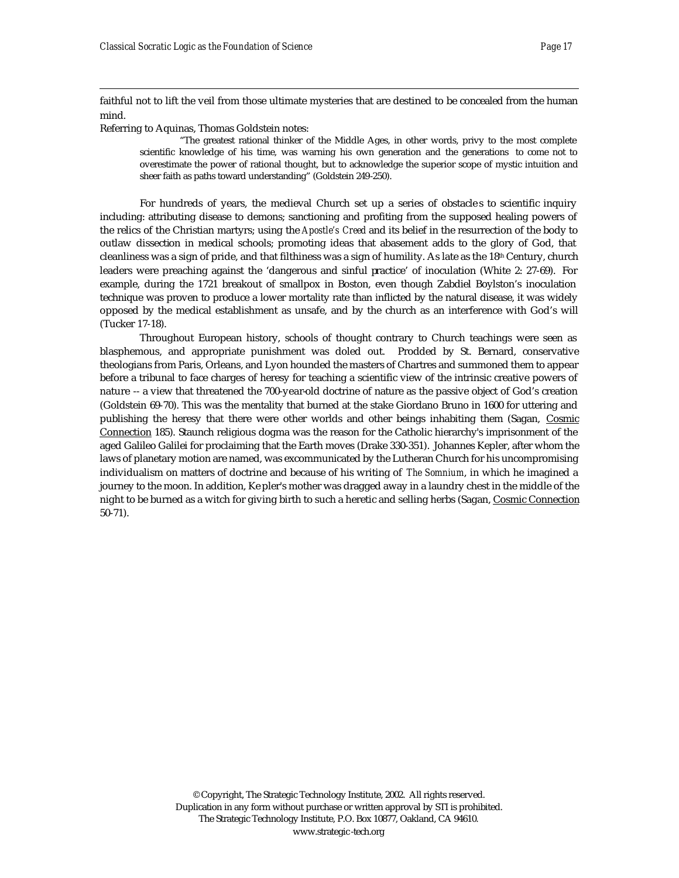faithful not to lift the veil from those ultimate mysteries that are destined to be concealed from the human mind.

Referring to Aquinas, Thomas Goldstein notes:

> "The greatest rational thinker of the Middle Ages, in other words, privy to the most complete scientific knowledge of his time, was warning his own generation and the generations to come not to overestimate the power of rational thought, but to acknowledge the superior scope of mystic intuition and sheer faith as paths toward understanding" (Goldstein 249-250).

For hundreds of years, the medieval Church set up a series of obstacles to scientific inquiry including: attributing disease to demons; sanctioning and profiting from the supposed healing powers of the relics of the Christian martyrs; using the *Apostle's Creed* and its belief in the resurrection of the body to outlaw dissection in medical schools; promoting ideas that abasement adds to the glory of God, that cleanliness was a sign of pride, and that filthiness was a sign of humility. As late as the 18th Century, church leaders were preaching against the 'dangerous and sinful practice' of inoculation (White 2: 27-69). For example, during the 1721 breakout of smallpox in Boston, even though Zabdiel Boylston's inoculation technique was proven to produce a lower mortality rate than inflicted by the natural disease, it was widely opposed by the medical establishment as unsafe, and by the church as an interference with God's will (Tucker 17-18).

Throughout European history, schools of thought contrary to Church teachings were seen as blasphemous, and appropriate punishment was doled out. Prodded by St. Bernard, conservative theologians from Paris, Orleans, and Lyon hounded the masters of Chartres and summoned them to appear before a tribunal to face charges of heresy for teaching a scientific view of the intrinsic creative powers of nature -- a view that threatened the 700-year-old doctrine of nature as the passive object of God's creation (Goldstein 69-70). This was the mentality that burned at the stake Giordano Bruno in 1600 for uttering and publishing the heresy that there were other worlds and other beings inhabiting them (Sagan, Cosmic Connection 185). Staunch religious dogma was the reason for the Catholic hierarchy's imprisonment of the aged Galileo Galilei for proclaiming that the Earth moves (Drake 330-351). Johannes Kepler, after whom the laws of planetary motion are named, was excommunicated by the Lutheran Church for his uncompromising individualism on matters of doctrine and because of his writing of *The Somnium*, in which he imagined a journey to the moon. In addition, Kepler's mother was dragged away in a laundry chest in the middle of the night to be burned as a witch for giving birth to such a heretic and selling herbs (Sagan, Cosmic Connection 50-71).